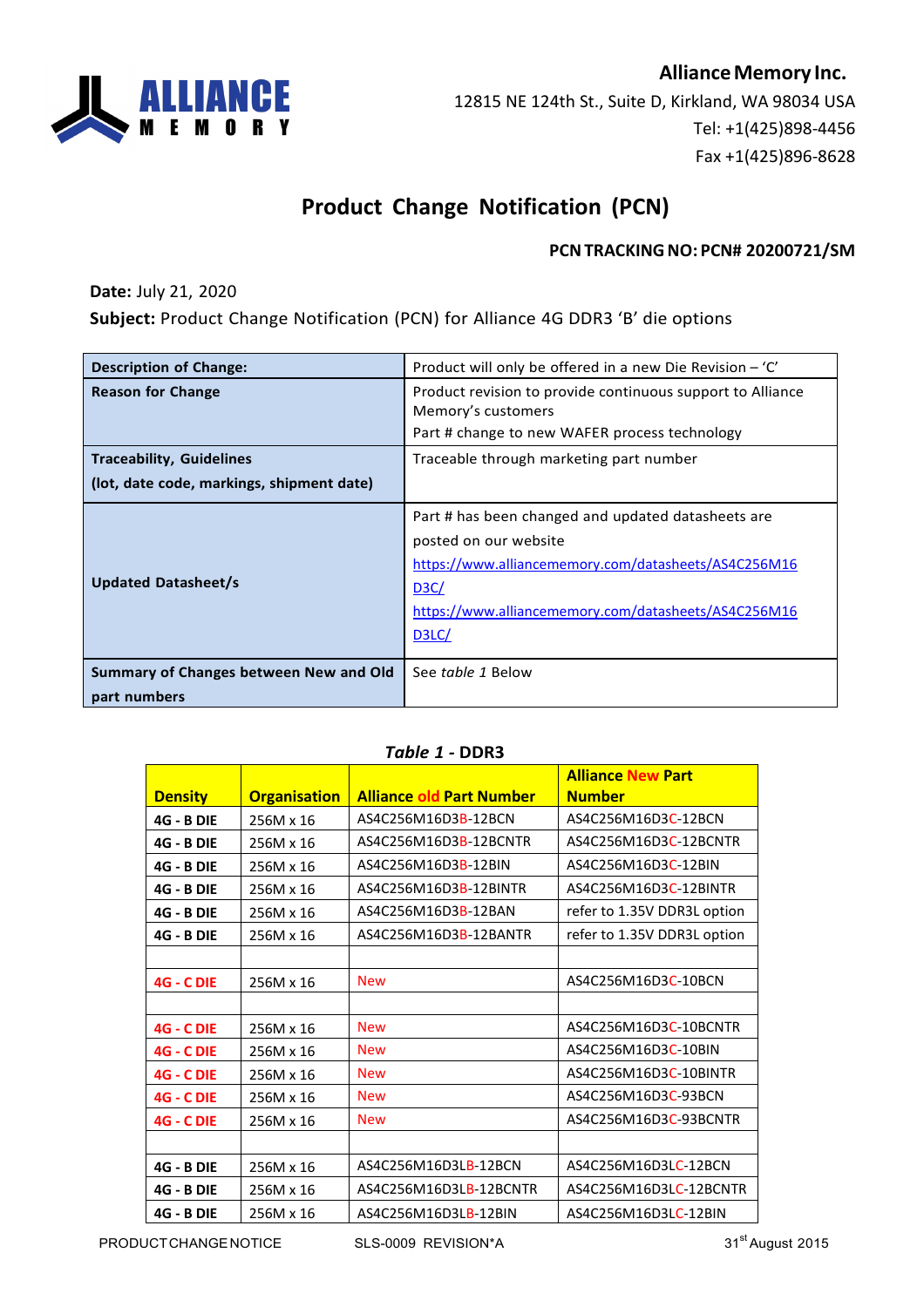**Alliance Memory Inc.**

12815 NE 124th St., Suite D, Kirkland, WA 98034 USA

Tel: +1(425)898-4456

Fax +1(425)896-8628

# Product Change Notification (PCN)

**PCN TRACKING NO: PCN# 20200721/SM**

**Date:** July 21, 2020

**Subject:** Product Change Notification (PCN) for Alliance 4G DDR3 'B' die options

| | |
|---|---|
| **Description of Change:** | Product will only be offered in a new Die Revision – 'C' |
| **Reason for Change** | Product revision to provide continuous support to Alliance Memory's customers<br>Part # change to new WAFER process technology |
| **Traceability, Guidelines**<br>**(lot, date code, markings, shipment date)** | Traceable through marketing part number |
| **Updated Datasheet/s** | Part # has been changed and updated datasheets are posted on our website<br>https://www.alliancememory.com/datasheets/AS4C256M16D3C/<br>https://www.alliancememory.com/datasheets/AS4C256M16D3LC/ |
| **Summary of Changes between New and Old part numbers** | See *table 1* Below |

***Table 1* - DDR3**

| Density | Organisation | Alliance old Part Number | Alliance New Part Number |
|---|---|---|---|
| 4G - B DIE | 256M x 16 | AS4C256M16D3B-12BCN | AS4C256M16D3C-12BCN |
| 4G - B DIE | 256M x 16 | AS4C256M16D3B-12BCNTR | AS4C256M16D3C-12BCNTR |
| 4G - B DIE | 256M x 16 | AS4C256M16D3B-12BIN | AS4C256M16D3C-12BIN |
| 4G - B DIE | 256M x 16 | AS4C256M16D3B-12BINTR | AS4C256M16D3C-12BINTR |
| 4G - B DIE | 256M x 16 | AS4C256M16D3B-12BAN | refer to 1.35V DDR3L option |
| 4G - B DIE | 256M x 16 | AS4C256M16D3B-12BANTR | refer to 1.35V DDR3L option |
| | | | |
| 4G - C DIE | 256M x 16 | New | AS4C256M16D3C-10BCN |
| | | | |
| 4G - C DIE | 256M x 16 | New | AS4C256M16D3C-10BCNTR |
| 4G - C DIE | 256M x 16 | New | AS4C256M16D3C-10BIN |
| 4G - C DIE | 256M x 16 | New | AS4C256M16D3C-10BINTR |
| 4G - C DIE | 256M x 16 | New | AS4C256M16D3C-93BCN |
| 4G - C DIE | 256M x 16 | New | AS4C256M16D3C-93BCNTR |
| | | | |
| 4G - B DIE | 256M x 16 | AS4C256M16D3LB-12BCN | AS4C256M16D3LC-12BCN |
| 4G - B DIE | 256M x 16 | AS4C256M16D3LB-12BCNTR | AS4C256M16D3LC-12BCNTR |
| 4G - B DIE | 256M x 16 | AS4C256M16D3LB-12BIN | AS4C256M16D3LC-12BIN |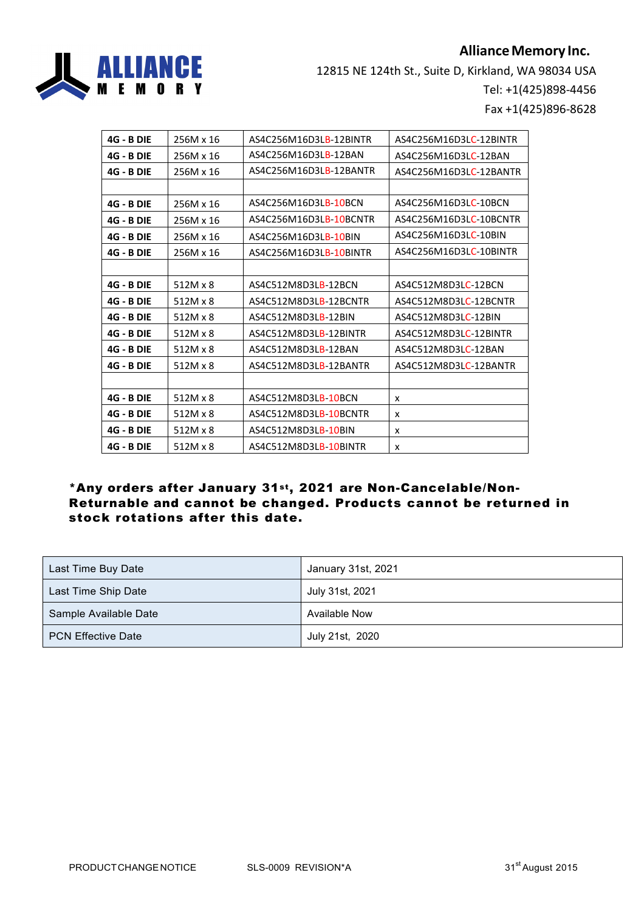**Alliance Memory Inc.**

12815 NE 124th St., Suite D, Kirkland, WA 98034 USA

Tel: +1(425)898-4456

Fax +1(425)896-8628

| | | | |
|---|---|---|---|
| **4G - B DIE** | 256M x 16 | AS4C256M16D3LB-12BINTR | AS4C256M16D3LC-12BINTR |
| **4G - B DIE** | 256M x 16 | AS4C256M16D3LB-12BAN | AS4C256M16D3LC-12BAN |
| **4G - B DIE** | 256M x 16 | AS4C256M16D3LB-12BANTR | AS4C256M16D3LC-12BANTR |
| | | | |
| **4G - B DIE** | 256M x 16 | AS4C256M16D3LB-10BCN | AS4C256M16D3LC-10BCN |
| **4G - B DIE** | 256M x 16 | AS4C256M16D3LB-10BCNTR | AS4C256M16D3LC-10BCNTR |
| **4G - B DIE** | 256M x 16 | AS4C256M16D3LB-10BIN | AS4C256M16D3LC-10BIN |
| **4G - B DIE** | 256M x 16 | AS4C256M16D3LB-10BINTR | AS4C256M16D3LC-10BINTR |
| | | | |
| **4G - B DIE** | 512M x 8 | AS4C512M8D3LB-12BCN | AS4C512M8D3LC-12BCN |
| **4G - B DIE** | 512M x 8 | AS4C512M8D3LB-12BCNTR | AS4C512M8D3LC-12BCNTR |
| **4G - B DIE** | 512M x 8 | AS4C512M8D3LB-12BIN | AS4C512M8D3LC-12BIN |
| **4G - B DIE** | 512M x 8 | AS4C512M8D3LB-12BINTR | AS4C512M8D3LC-12BINTR |
| **4G - B DIE** | 512M x 8 | AS4C512M8D3LB-12BAN | AS4C512M8D3LC-12BAN |
| **4G - B DIE** | 512M x 8 | AS4C512M8D3LB-12BANTR | AS4C512M8D3LC-12BANTR |
| | | | |
| **4G - B DIE** | 512M x 8 | AS4C512M8D3LB-10BCN | x |
| **4G - B DIE** | 512M x 8 | AS4C512M8D3LB-10BCNTR | x |
| **4G - B DIE** | 512M x 8 | AS4C512M8D3LB-10BIN | x |
| **4G - B DIE** | 512M x 8 | AS4C512M8D3LB-10BINTR | x |

***Any orders after January 31st, 2021 are Non-Cancelable/Non-Returnable and cannot be changed. Products cannot be returned in stock rotations after this date.**

| | |
|---|---|
| Last Time Buy Date | January 31st, 2021 |
| Last Time Ship Date | July 31st, 2021 |
| Sample Available Date | Available Now |
| PCN Effective Date | July 21st, 2020 |

PRODUCT CHANGE NOTICE SLS-0009 REVISION*A 31st August 2015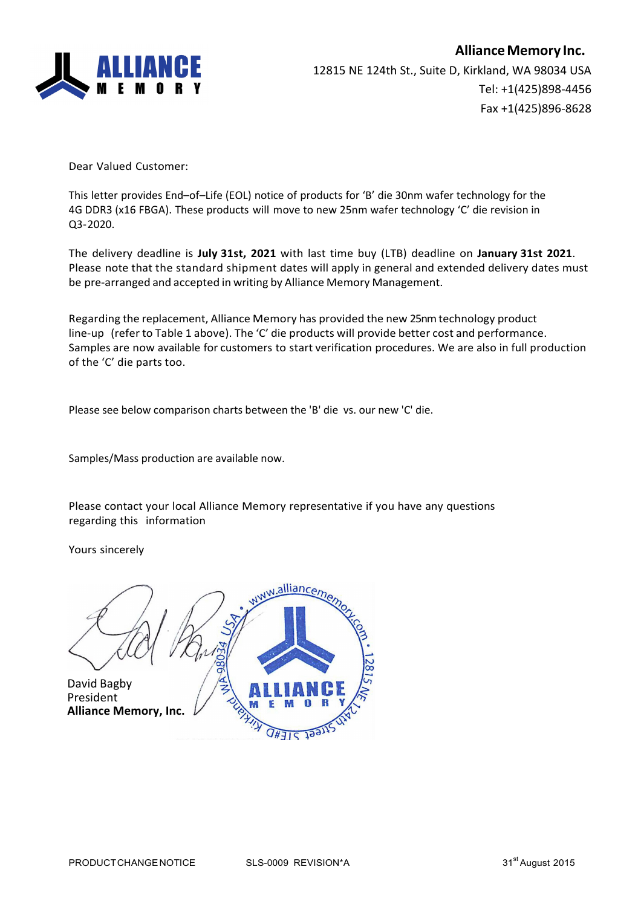**Alliance Memory Inc.**
12815 NE 124th St., Suite D, Kirkland, WA 98034 USA
Tel: +1(425)898-4456
Fax +1(425)896-8628

Dear Valued Customer:

This letter provides End–of–Life (EOL) notice of products for 'B' die 30nm wafer technology for the 4G DDR3 (x16 FBGA). These products will move to new 25nm wafer technology 'C' die revision in Q3-2020.

The delivery deadline is **July 31st, 2021** with last time buy (LTB) deadline on **January 31st 2021**. Please note that the standard shipment dates will apply in general and extended delivery dates must be pre-arranged and accepted in writing by Alliance Memory Management.

Regarding the replacement, Alliance Memory has provided the new 25nm technology product line-up (refer to Table 1 above). The 'C' die products will provide better cost and performance. Samples are now available for customers to start verification procedures. We are also in full production of the 'C' die parts too.

Please see below comparison charts between the 'B' die vs. our new 'C' die.

Samples/Mass production are available now.

Please contact your local Alliance Memory representative if you have any questions regarding this information

Yours sincerely

David Bagby
President
**Alliance Memory, Inc.**

PRODUCT CHANGE NOTICE    SLS-0009 REVISION*A    31st August 2015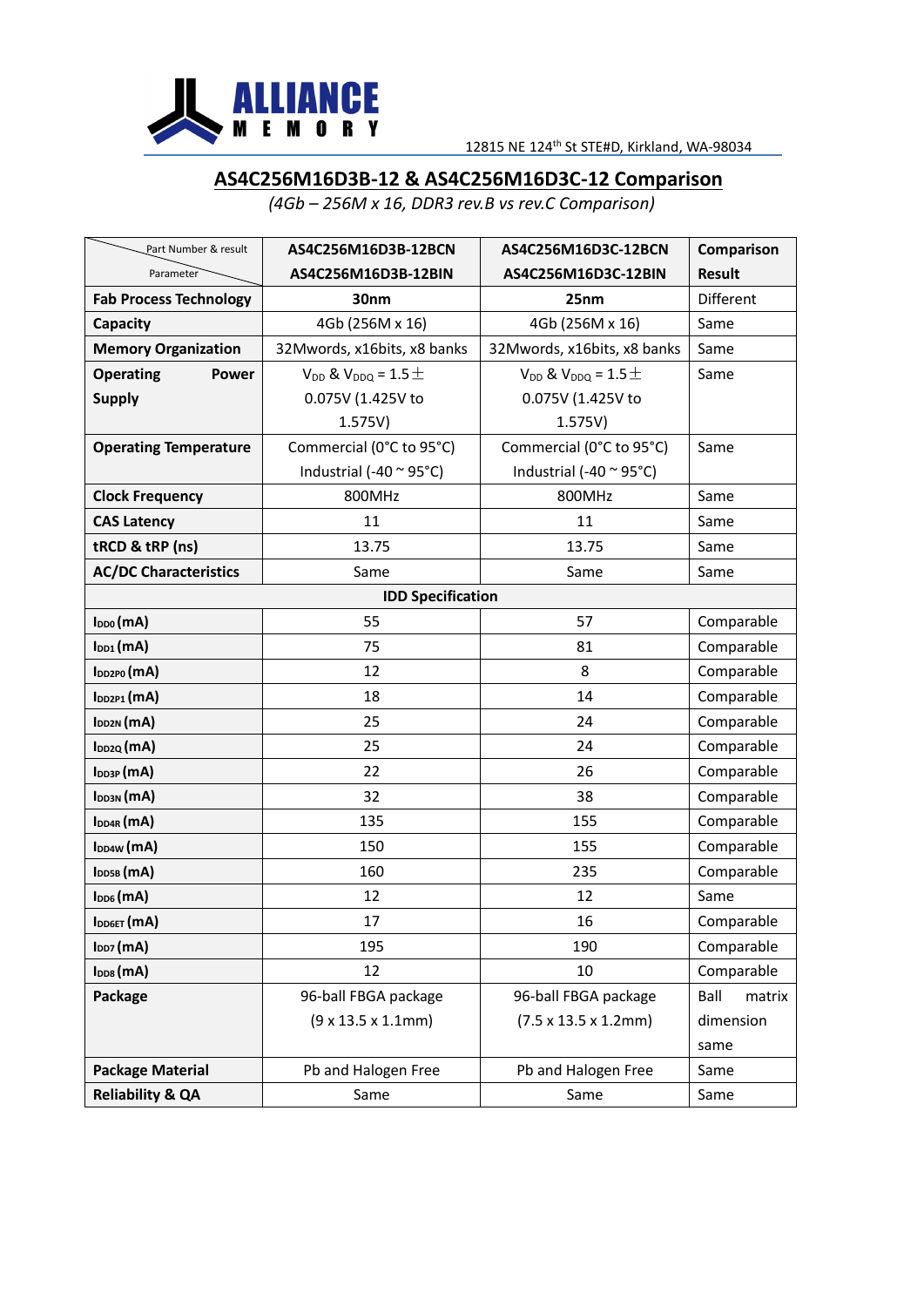12815 NE 124th St STE#D, Kirkland, WA-98034

## AS4C256M16D3B-12 & AS4C256M16D3C-12 Comparison

*(4Gb – 256M x 16, DDR3 rev.B vs rev.C Comparison)*

| Part Number & result / Parameter | AS4C256M16D3B-12BCN AS4C256M16D3B-12BIN | AS4C256M16D3C-12BCN AS4C256M16D3C-12BIN | Comparison Result |
|---|---|---|---|
| **Fab Process Technology** | **30nm** | **25nm** | Different |
| **Capacity** | 4Gb (256M x 16) | 4Gb (256M x 16) | Same |
| **Memory Organization** | 32Mwords, x16bits, x8 banks | 32Mwords, x16bits, x8 banks | Same |
| **Operating Power Supply** | $V_{DD}$ & $V_{DDQ}$ = 1.5 ± 0.075V (1.425V to 1.575V) | $V_{DD}$ & $V_{DDQ}$ = 1.5 ± 0.075V (1.425V to 1.575V) | Same |
| **Operating Temperature** | Commercial (0°C to 95°C) Industrial (-40 ~ 95°C) | Commercial (0°C to 95°C) Industrial (-40 ~ 95°C) | Same |
| **Clock Frequency** | 800MHz | 800MHz | Same |
| **CAS Latency** | 11 | 11 | Same |
| **tRCD & tRP (ns)** | 13.75 | 13.75 | Same |
| **AC/DC Characteristics** | Same | Same | Same |
| **IDD Specification** | | | |
| $I_{DD0}$ (mA) | 55 | 57 | Comparable |
| $I_{DD1}$ (mA) | 75 | 81 | Comparable |
| $I_{DD2P0}$ (mA) | 12 | 8 | Comparable |
| $I_{DD2P1}$ (mA) | 18 | 14 | Comparable |
| $I_{DD2N}$ (mA) | 25 | 24 | Comparable |
| $I_{DD2Q}$ (mA) | 25 | 24 | Comparable |
| $I_{DD3P}$ (mA) | 22 | 26 | Comparable |
| $I_{DD3N}$ (mA) | 32 | 38 | Comparable |
| $I_{DD4R}$ (mA) | 135 | 155 | Comparable |
| $I_{DD4W}$ (mA) | 150 | 155 | Comparable |
| $I_{DD5B}$ (mA) | 160 | 235 | Comparable |
| $I_{DD6}$ (mA) | 12 | 12 | Same |
| $I_{DD6ET}$ (mA) | 17 | 16 | Comparable |
| $I_{DD7}$ (mA) | 195 | 190 | Comparable |
| $I_{DD8}$ (mA) | 12 | 10 | Comparable |
| **Package** | 96-ball FBGA package (9 x 13.5 x 1.1mm) | 96-ball FBGA package (7.5 x 13.5 x 1.2mm) | Ball matrix dimension same |
| **Package Material** | Pb and Halogen Free | Pb and Halogen Free | Same |
| **Reliability & QA** | Same | Same | Same |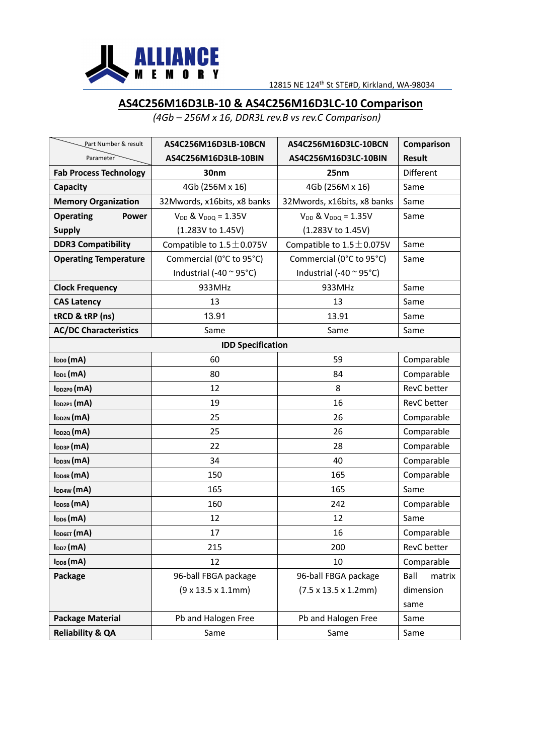ALLIANCE MEMORY

12815 NE 124th St STE#D, Kirkland, WA-98034

# AS4C256M16D3LB-10 & AS4C256M16D3LC-10 Comparison

*(4Gb – 256M x 16, DDR3L rev.B vs rev.C Comparison)*

| Part Number & result / Parameter | AS4C256M16D3LB-10BCN AS4C256M16D3LB-10BIN | AS4C256M16D3LC-10BCN AS4C256M16D3LC-10BIN | Comparison Result |
|---|---|---|---|
| **Fab Process Technology** | **30nm** | **25nm** | Different |
| **Capacity** | 4Gb (256M x 16) | 4Gb (256M x 16) | Same |
| **Memory Organization** | 32Mwords, x16bits, x8 banks | 32Mwords, x16bits, x8 banks | Same |
| **Operating Power Supply** | $V_{DD}$ & $V_{DDQ}$ = 1.35V (1.283V to 1.45V) | $V_{DD}$ & $V_{DDQ}$ = 1.35V (1.283V to 1.45V) | Same |
| **DDR3 Compatibility** | Compatible to 1.5±0.075V | Compatible to 1.5±0.075V | Same |
| **Operating Temperature** | Commercial (0°C to 95°C) Industrial (-40 ~ 95°C) | Commercial (0°C to 95°C) Industrial (-40 ~ 95°C) | Same |
| **Clock Frequency** | 933MHz | 933MHz | Same |
| **CAS Latency** | 13 | 13 | Same |
| **tRCD & tRP (ns)** | 13.91 | 13.91 | Same |
| **AC/DC Characteristics** | Same | Same | Same |
| **IDD Specification** | | | |
| $I_{DD0}$ (mA) | 60 | 59 | Comparable |
| $I_{DD1}$ (mA) | 80 | 84 | Comparable |
| $I_{DD2P0}$ (mA) | 12 | 8 | RevC better |
| $I_{DD2P1}$ (mA) | 19 | 16 | RevC better |
| $I_{DD2N}$ (mA) | 25 | 26 | Comparable |
| $I_{DD2Q}$ (mA) | 25 | 26 | Comparable |
| $I_{DD3P}$ (mA) | 22 | 28 | Comparable |
| $I_{DD3N}$ (mA) | 34 | 40 | Comparable |
| $I_{DD4R}$ (mA) | 150 | 165 | Comparable |
| $I_{DD4W}$ (mA) | 165 | 165 | Same |
| $I_{DD5B}$ (mA) | 160 | 242 | Comparable |
| $I_{DD6}$ (mA) | 12 | 12 | Same |
| $I_{DD6ET}$ (mA) | 17 | 16 | Comparable |
| $I_{DD7}$ (mA) | 215 | 200 | RevC better |
| $I_{DD8}$ (mA) | 12 | 10 | Comparable |
| **Package** | 96-ball FBGA package (9 x 13.5 x 1.1mm) | 96-ball FBGA package (7.5 x 13.5 x 1.2mm) | Ball matrix dimension same |
| **Package Material** | Pb and Halogen Free | Pb and Halogen Free | Same |
| **Reliability & QA** | Same | Same | Same |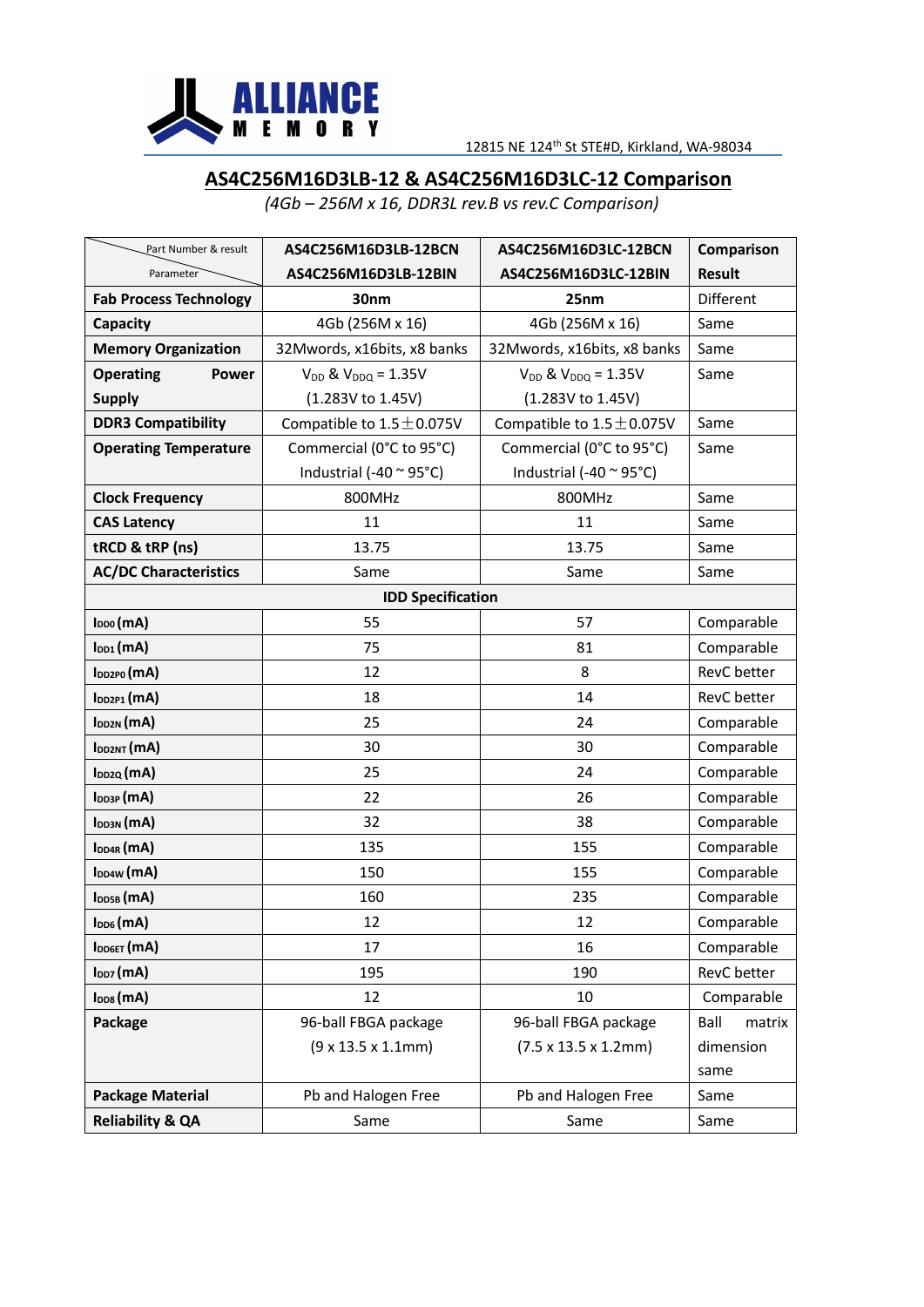ALLIANCE MEMORY

12815 NE 124th St STE#D, Kirkland, WA-98034

## AS4C256M16D3LB-12 & AS4C256M16D3LC-12 Comparison

*(4Gb – 256M x 16, DDR3L rev.B vs rev.C Comparison)*

| Part Number & result / Parameter | AS4C256M16D3LB-12BCN AS4C256M16D3LB-12BIN | AS4C256M16D3LC-12BCN AS4C256M16D3LC-12BIN | Comparison Result |
|---|---|---|---|
| **Fab Process Technology** | **30nm** | **25nm** | Different |
| **Capacity** | 4Gb (256M x 16) | 4Gb (256M x 16) | Same |
| **Memory Organization** | 32Mwords, x16bits, x8 banks | 32Mwords, x16bits, x8 banks | Same |
| **Operating Power Supply** | $V_{DD}$ & $V_{DDQ}$ = 1.35V (1.283V to 1.45V) | $V_{DD}$ & $V_{DDQ}$ = 1.35V (1.283V to 1.45V) | Same |
| **DDR3 Compatibility** | Compatible to 1.5±0.075V | Compatible to 1.5±0.075V | Same |
| **Operating Temperature** | Commercial (0°C to 95°C) Industrial (-40 ~ 95°C) | Commercial (0°C to 95°C) Industrial (-40 ~ 95°C) | Same |
| **Clock Frequency** | 800MHz | 800MHz | Same |
| **CAS Latency** | 11 | 11 | Same |
| **tRCD & tRP (ns)** | 13.75 | 13.75 | Same |
| **AC/DC Characteristics** | Same | Same | Same |
| **IDD Specification** | | | |
| $I_{DD0}$ **(mA)** | 55 | 57 | Comparable |
| $I_{DD1}$ **(mA)** | 75 | 81 | Comparable |
| $I_{DD2P0}$ **(mA)** | 12 | 8 | RevC better |
| $I_{DD2P1}$ **(mA)** | 18 | 14 | RevC better |
| $I_{DD2N}$ **(mA)** | 25 | 24 | Comparable |
| $I_{DD2NT}$ **(mA)** | 30 | 30 | Comparable |
| $I_{DD2Q}$ **(mA)** | 25 | 24 | Comparable |
| $I_{DD3P}$ **(mA)** | 22 | 26 | Comparable |
| $I_{DD3N}$ **(mA)** | 32 | 38 | Comparable |
| $I_{DD4R}$ **(mA)** | 135 | 155 | Comparable |
| $I_{DD4W}$ **(mA)** | 150 | 155 | Comparable |
| $I_{DD5B}$ **(mA)** | 160 | 235 | Comparable |
| $I_{DD6}$ **(mA)** | 12 | 12 | Comparable |
| $I_{DD6ET}$ **(mA)** | 17 | 16 | Comparable |
| $I_{DD7}$ **(mA)** | 195 | 190 | RevC better |
| $I_{DD8}$ **(mA)** | 12 | 10 | Comparable |
| **Package** | 96-ball FBGA package (9 x 13.5 x 1.1mm) | 96-ball FBGA package (7.5 x 13.5 x 1.2mm) | Ball matrix dimension same |
| **Package Material** | Pb and Halogen Free | Pb and Halogen Free | Same |
| **Reliability & QA** | Same | Same | Same |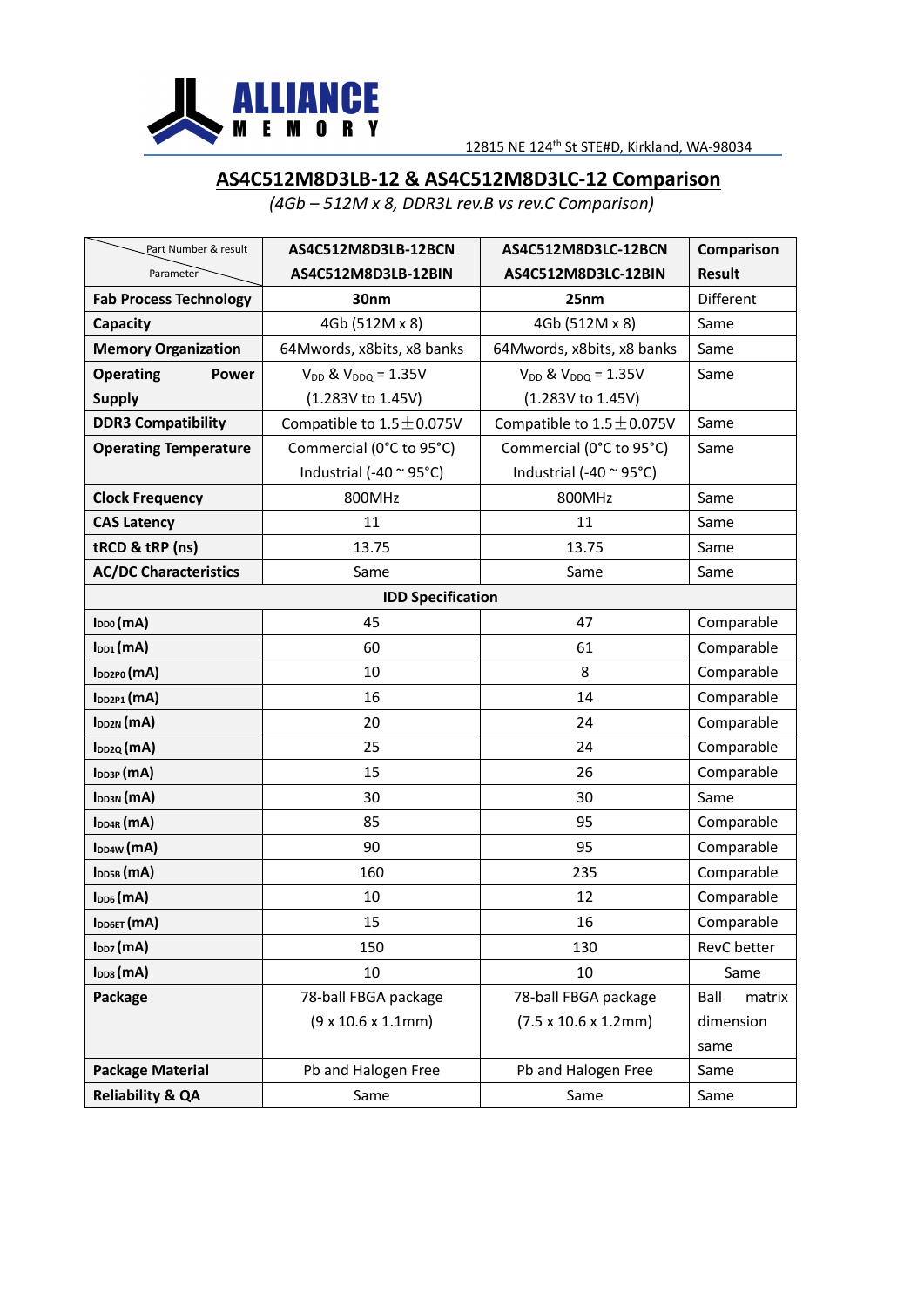ALLIANCE MEMORY

12815 NE 124th St STE#D, Kirkland, WA-98034

# AS4C512M8D3LB-12 & AS4C512M8D3LC-12 Comparison

*(4Gb – 512M x 8, DDR3L rev.B vs rev.C Comparison)*

| Part Number & result / Parameter | AS4C512M8D3LB-12BCN AS4C512M8D3LB-12BIN | AS4C512M8D3LC-12BCN AS4C512M8D3LC-12BIN | Comparison Result |
|---|---|---|---|
| **Fab Process Technology** | **30nm** | **25nm** | Different |
| **Capacity** | 4Gb (512M x 8) | 4Gb (512M x 8) | Same |
| **Memory Organization** | 64Mwords, x8bits, x8 banks | 64Mwords, x8bits, x8 banks | Same |
| **Operating Power Supply** | $V_{DD}$ & $V_{DDQ}$ = 1.35V (1.283V to 1.45V) | $V_{DD}$ & $V_{DDQ}$ = 1.35V (1.283V to 1.45V) | Same |
| **DDR3 Compatibility** | Compatible to 1.5±0.075V | Compatible to 1.5±0.075V | Same |
| **Operating Temperature** | Commercial (0°C to 95°C) Industrial (-40 ~ 95°C) | Commercial (0°C to 95°C) Industrial (-40 ~ 95°C) | Same |
| **Clock Frequency** | 800MHz | 800MHz | Same |
| **CAS Latency** | 11 | 11 | Same |
| **tRCD & tRP (ns)** | 13.75 | 13.75 | Same |
| **AC/DC Characteristics** | Same | Same | Same |
| | **IDD Specification** | | |
| **$I_{DD0}$ (mA)** | 45 | 47 | Comparable |
| **$I_{DD1}$ (mA)** | 60 | 61 | Comparable |
| **$I_{DD2P0}$ (mA)** | 10 | 8 | Comparable |
| **$I_{DD2P1}$ (mA)** | 16 | 14 | Comparable |
| **$I_{DD2N}$ (mA)** | 20 | 24 | Comparable |
| **$I_{DD2Q}$ (mA)** | 25 | 24 | Comparable |
| **$I_{DD3P}$ (mA)** | 15 | 26 | Comparable |
| **$I_{DD3N}$ (mA)** | 30 | 30 | Same |
| **$I_{DD4R}$ (mA)** | 85 | 95 | Comparable |
| **$I_{DD4W}$ (mA)** | 90 | 95 | Comparable |
| **$I_{DD5B}$ (mA)** | 160 | 235 | Comparable |
| **$I_{DD6}$ (mA)** | 10 | 12 | Comparable |
| **$I_{DD6ET}$ (mA)** | 15 | 16 | Comparable |
| **$I_{DD7}$ (mA)** | 150 | 130 | RevC better |
| **$I_{DD8}$ (mA)** | 10 | 10 | Same |
| **Package** | 78-ball FBGA package (9 x 10.6 x 1.1mm) | 78-ball FBGA package (7.5 x 10.6 x 1.2mm) | Ball matrix dimension same |
| **Package Material** | Pb and Halogen Free | Pb and Halogen Free | Same |
| **Reliability & QA** | Same | Same | Same |